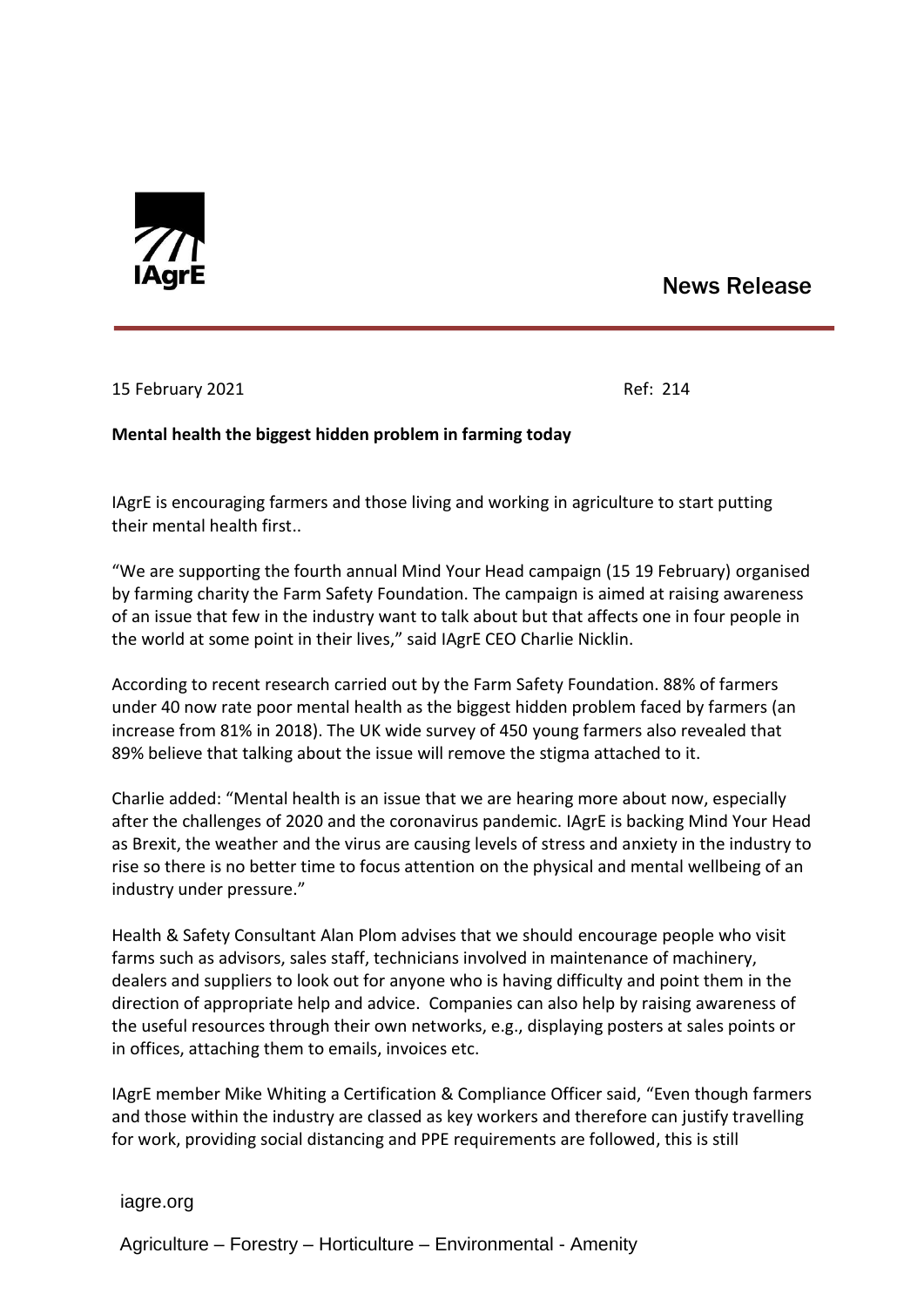IAgrE

News Release

15 February 2021 Ref: 214

**Mental health the biggest hidden problem in farming today**

IAgrE is encouraging farmers and those living and working in agriculture to start putting their mental health first..

"We are supporting the fourth annual Mind Your Head campaign (15 19 February) organised by farming charity the Farm Safety Foundation. The campaign is aimed at raising awareness of an issue that few in the industry want to talk about but that affects one in four people in the world at some point in their lives," said IAgrE CEO Charlie Nicklin.

According to recent research carried out by the Farm Safety Foundation. 88% of farmers under 40 now rate poor mental health as the biggest hidden problem faced by farmers (an increase from 81% in 2018). The UK wide survey of 450 young farmers also revealed that 89% believe that talking about the issue will remove the stigma attached to it.

Charlie added: "Mental health is an issue that we are hearing more about now, especially after the challenges of 2020 and the coronavirus pandemic. IAgrE is backing Mind Your Head as Brexit, the weather and the virus are causing levels of stress and anxiety in the industry to rise so there is no better time to focus attention on the physical and mental wellbeing of an industry under pressure."

Health & Safety Consultant Alan Plom advises that we should encourage people who visit farms such as advisors, sales staff, technicians involved in maintenance of machinery, dealers and suppliers to look out for anyone who is having difficulty and point them in the direction of appropriate help and advice. Companies can also help by raising awareness of the useful resources through their own networks, e.g., displaying posters at sales points or in offices, attaching them to emails, invoices etc.

IAgrE member Mike Whiting a Certification & Compliance Officer said, "Even though farmers and those within the industry are classed as key workers and therefore can justify travelling for work, providing social distancing and PPE requirements are followed, this is still

iagre.org

Agriculture – Forestry – Horticulture – Environmental - Amenity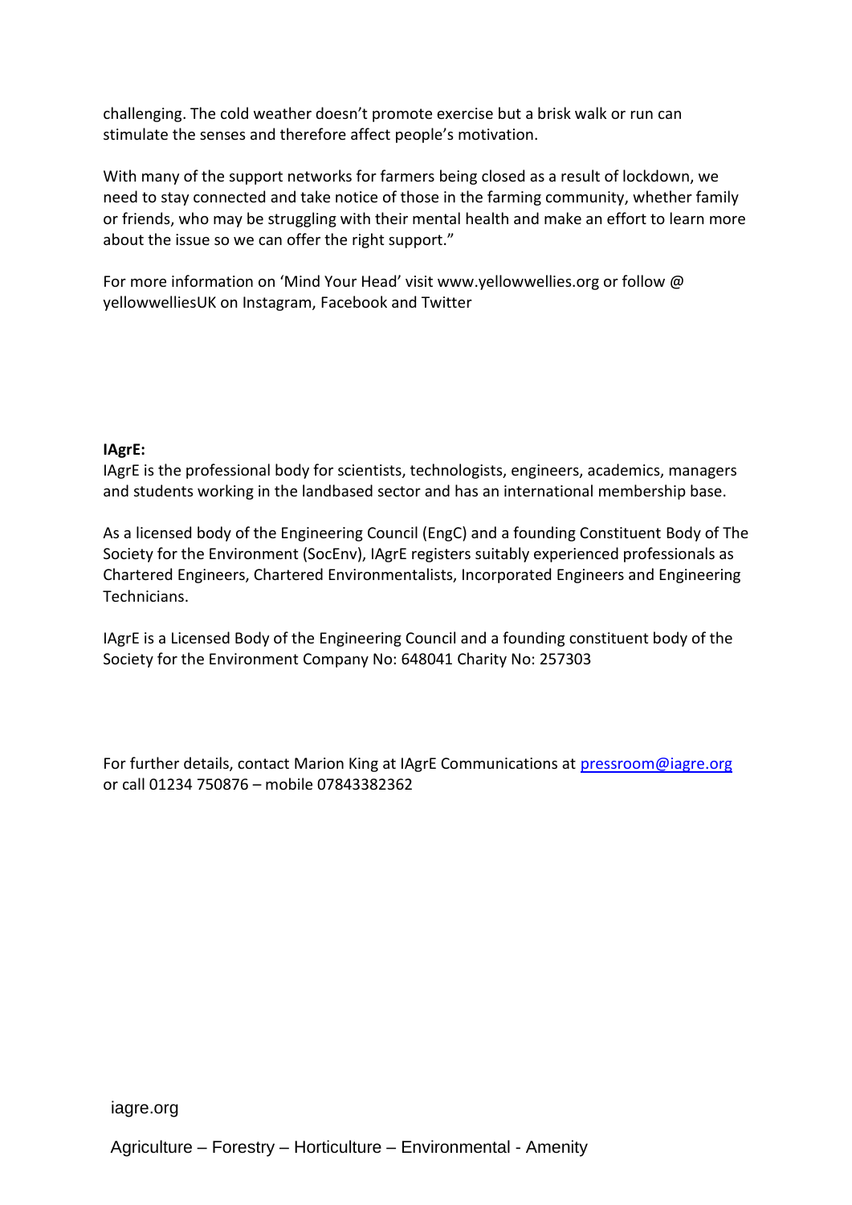challenging. The cold weather doesn't promote exercise but a brisk walk or run can stimulate the senses and therefore affect people's motivation.

With many of the support networks for farmers being closed as a result of lockdown, we need to stay connected and take notice of those in the farming community, whether family or friends, who may be struggling with their mental health and make an effort to learn more about the issue so we can offer the right support."

For more information on 'Mind Your Head' visit www.yellowwellies.org or follow @ yellowwelliesUK on Instagram, Facebook and Twitter

**IAgrE:**
IAgrE is the professional body for scientists, technologists, engineers, academics, managers and students working in the landbased sector and has an international membership base.

As a licensed body of the Engineering Council (EngC) and a founding Constituent Body of The Society for the Environment (SocEnv), IAgrE registers suitably experienced professionals as Chartered Engineers, Chartered Environmentalists, Incorporated Engineers and Engineering Technicians.

IAgrE is a Licensed Body of the Engineering Council and a founding constituent body of the Society for the Environment Company No: 648041 Charity No: 257303

For further details, contact Marion King at IAgrE Communications at pressroom@iagre.org or call 01234 750876 – mobile 07843382362

iagre.org

Agriculture – Forestry – Horticulture – Environmental - Amenity